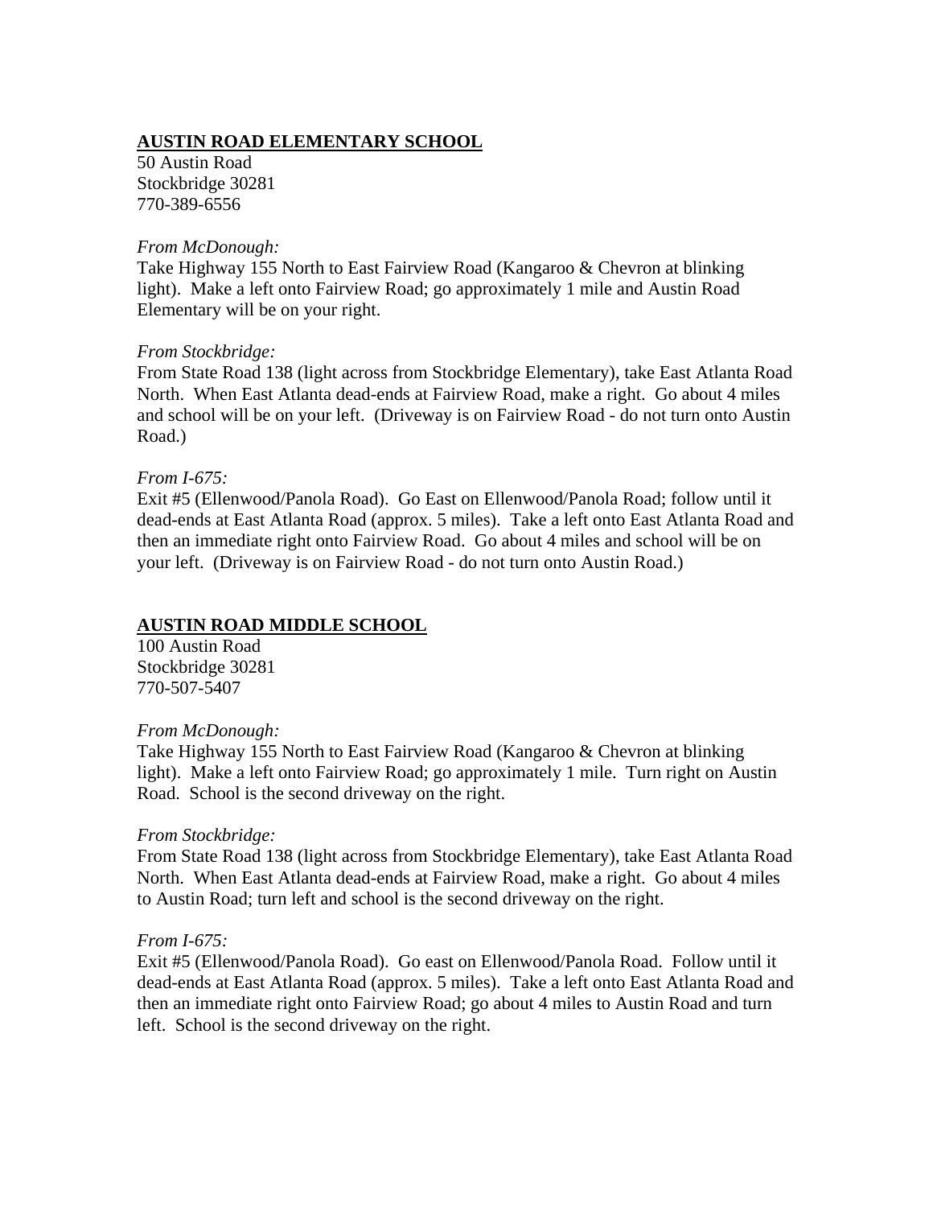## AUSTIN ROAD ELEMENTARY SCHOOL

50 Austin Road
Stockbridge 30281
770-389-6556

*From McDonough:*
Take Highway 155 North to East Fairview Road (Kangaroo & Chevron at blinking light). Make a left onto Fairview Road; go approximately 1 mile and Austin Road Elementary will be on your right.

*From Stockbridge:*
From State Road 138 (light across from Stockbridge Elementary), take East Atlanta Road North. When East Atlanta dead-ends at Fairview Road, make a right. Go about 4 miles and school will be on your left. (Driveway is on Fairview Road - do not turn onto Austin Road.)

*From I-675:*
Exit #5 (Ellenwood/Panola Road). Go East on Ellenwood/Panola Road; follow until it dead-ends at East Atlanta Road (approx. 5 miles). Take a left onto East Atlanta Road and then an immediate right onto Fairview Road. Go about 4 miles and school will be on your left. (Driveway is on Fairview Road - do not turn onto Austin Road.)

## AUSTIN ROAD MIDDLE SCHOOL

100 Austin Road
Stockbridge 30281
770-507-5407

*From McDonough:*
Take Highway 155 North to East Fairview Road (Kangaroo & Chevron at blinking light). Make a left onto Fairview Road; go approximately 1 mile. Turn right on Austin Road. School is the second driveway on the right.

*From Stockbridge:*
From State Road 138 (light across from Stockbridge Elementary), take East Atlanta Road North. When East Atlanta dead-ends at Fairview Road, make a right. Go about 4 miles to Austin Road; turn left and school is the second driveway on the right.

*From I-675:*
Exit #5 (Ellenwood/Panola Road). Go east on Ellenwood/Panola Road. Follow until it dead-ends at East Atlanta Road (approx. 5 miles). Take a left onto East Atlanta Road and then an immediate right onto Fairview Road; go about 4 miles to Austin Road and turn left. School is the second driveway on the right.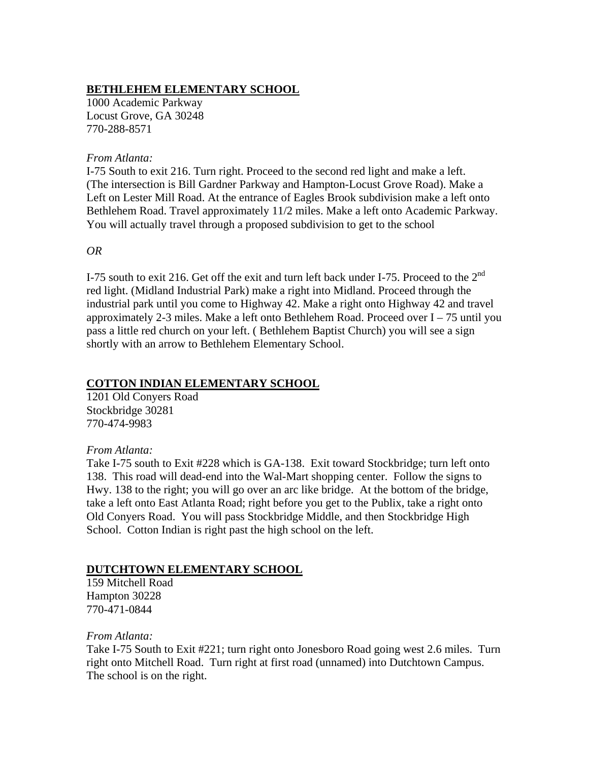## BETHLEHEM ELEMENTARY SCHOOL

1000 Academic Parkway
Locust Grove, GA 30248
770-288-8571

*From Atlanta:*

I-75 South to exit 216. Turn right. Proceed to the second red light and make a left. (The intersection is Bill Gardner Parkway and Hampton-Locust Grove Road). Make a Left on Lester Mill Road. At the entrance of Eagles Brook subdivision make a left onto Bethlehem Road. Travel approximately 11/2 miles. Make a left onto Academic Parkway. You will actually travel through a proposed subdivision to get to the school

*OR*

I-75 south to exit 216. Get off the exit and turn left back under I-75. Proceed to the 2nd red light. (Midland Industrial Park) make a right into Midland. Proceed through the industrial park until you come to Highway 42. Make a right onto Highway 42 and travel approximately 2-3 miles. Make a left onto Bethlehem Road. Proceed over I – 75 until you pass a little red church on your left. ( Bethlehem Baptist Church) you will see a sign shortly with an arrow to Bethlehem Elementary School.

## COTTON INDIAN ELEMENTARY SCHOOL

1201 Old Conyers Road
Stockbridge 30281
770-474-9983

*From Atlanta:*

Take I-75 south to Exit #228 which is GA-138. Exit toward Stockbridge; turn left onto 138. This road will dead-end into the Wal-Mart shopping center. Follow the signs to Hwy. 138 to the right; you will go over an arc like bridge. At the bottom of the bridge, take a left onto East Atlanta Road; right before you get to the Publix, take a right onto Old Conyers Road. You will pass Stockbridge Middle, and then Stockbridge High School. Cotton Indian is right past the high school on the left.

## DUTCHTOWN ELEMENTARY SCHOOL

159 Mitchell Road
Hampton 30228
770-471-0844

*From Atlanta:*

Take I-75 South to Exit #221; turn right onto Jonesboro Road going west 2.6 miles. Turn right onto Mitchell Road. Turn right at first road (unnamed) into Dutchtown Campus. The school is on the right.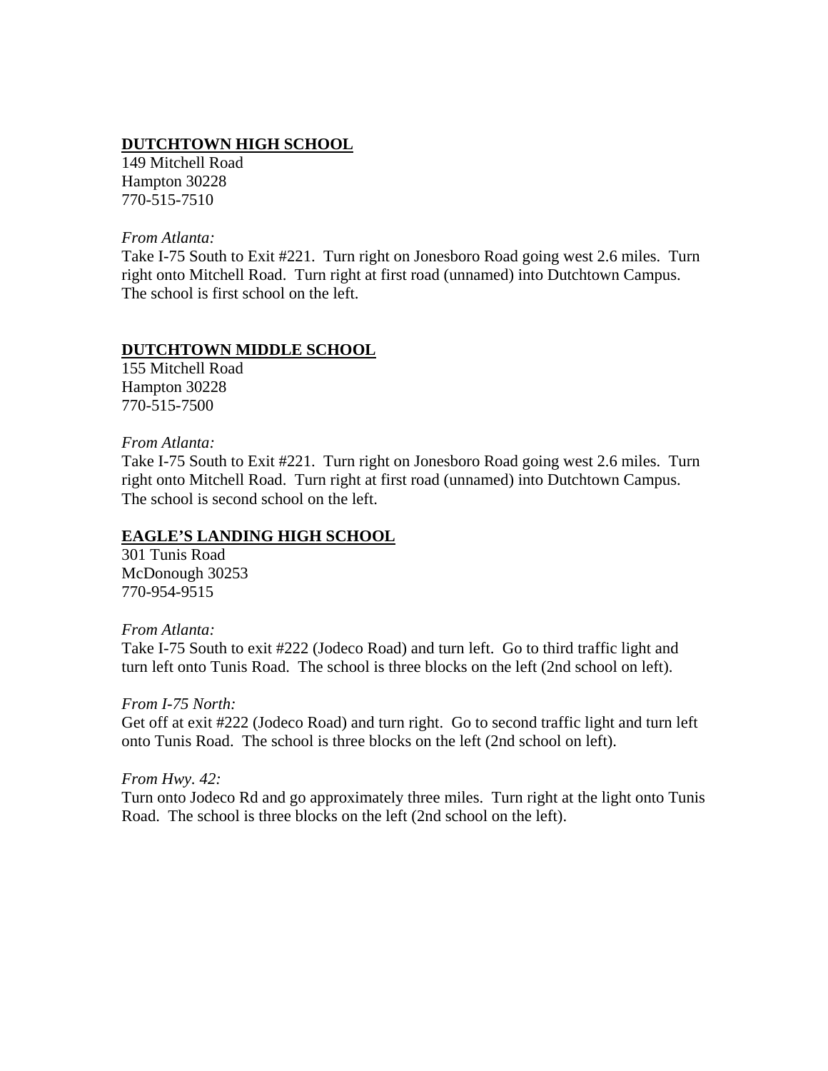## DUTCHTOWN HIGH SCHOOL

149 Mitchell Road
Hampton 30228
770-515-7510

*From Atlanta:*
Take I-75 South to Exit #221. Turn right on Jonesboro Road going west 2.6 miles. Turn right onto Mitchell Road. Turn right at first road (unnamed) into Dutchtown Campus. The school is first school on the left.

## DUTCHTOWN MIDDLE SCHOOL

155 Mitchell Road
Hampton 30228
770-515-7500

*From Atlanta:*
Take I-75 South to Exit #221. Turn right on Jonesboro Road going west 2.6 miles. Turn right onto Mitchell Road. Turn right at first road (unnamed) into Dutchtown Campus. The school is second school on the left.

## EAGLE'S LANDING HIGH SCHOOL

301 Tunis Road
McDonough 30253
770-954-9515

*From Atlanta:*
Take I-75 South to exit #222 (Jodeco Road) and turn left. Go to third traffic light and turn left onto Tunis Road. The school is three blocks on the left (2nd school on left).

*From I-75 North:*
Get off at exit #222 (Jodeco Road) and turn right. Go to second traffic light and turn left onto Tunis Road. The school is three blocks on the left (2nd school on left).

*From Hwy. 42:*
Turn onto Jodeco Rd and go approximately three miles. Turn right at the light onto Tunis Road. The school is three blocks on the left (2nd school on the left).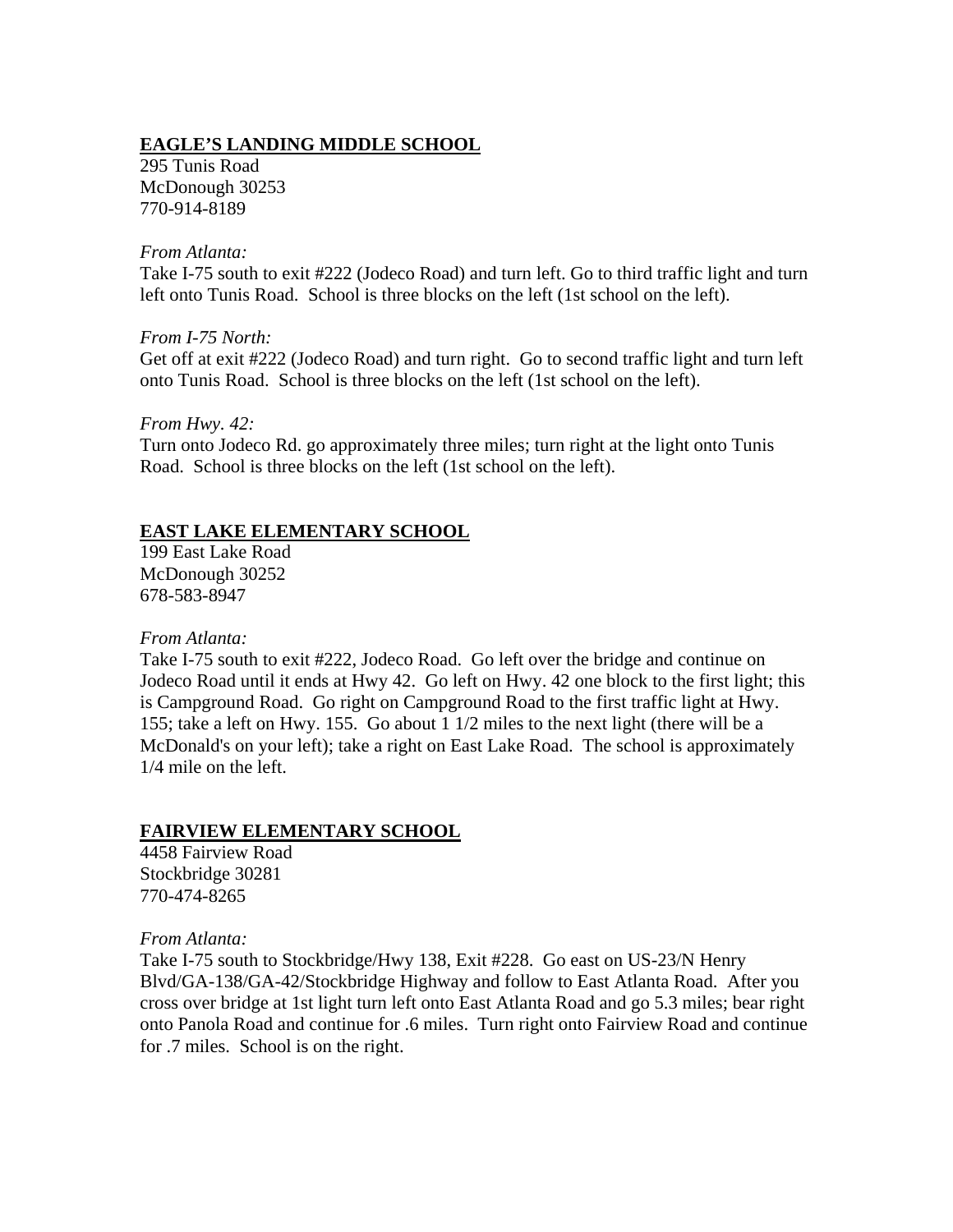## EAGLE'S LANDING MIDDLE SCHOOL

295 Tunis Road
McDonough 30253
770-914-8189

*From Atlanta:*
Take I-75 south to exit #222 (Jodeco Road) and turn left. Go to third traffic light and turn left onto Tunis Road. School is three blocks on the left (1st school on the left).

*From I-75 North:*
Get off at exit #222 (Jodeco Road) and turn right. Go to second traffic light and turn left onto Tunis Road. School is three blocks on the left (1st school on the left).

*From Hwy. 42:*
Turn onto Jodeco Rd. go approximately three miles; turn right at the light onto Tunis Road. School is three blocks on the left (1st school on the left).

## EAST LAKE ELEMENTARY SCHOOL

199 East Lake Road
McDonough 30252
678-583-8947

*From Atlanta:*
Take I-75 south to exit #222, Jodeco Road. Go left over the bridge and continue on Jodeco Road until it ends at Hwy 42. Go left on Hwy. 42 one block to the first light; this is Campground Road. Go right on Campground Road to the first traffic light at Hwy. 155; take a left on Hwy. 155. Go about 1 1/2 miles to the next light (there will be a McDonald's on your left); take a right on East Lake Road. The school is approximately 1/4 mile on the left.

## FAIRVIEW ELEMENTARY SCHOOL

4458 Fairview Road
Stockbridge 30281
770-474-8265

*From Atlanta:*
Take I-75 south to Stockbridge/Hwy 138, Exit #228. Go east on US-23/N Henry Blvd/GA-138/GA-42/Stockbridge Highway and follow to East Atlanta Road. After you cross over bridge at 1st light turn left onto East Atlanta Road and go 5.3 miles; bear right onto Panola Road and continue for .6 miles. Turn right onto Fairview Road and continue for .7 miles. School is on the right.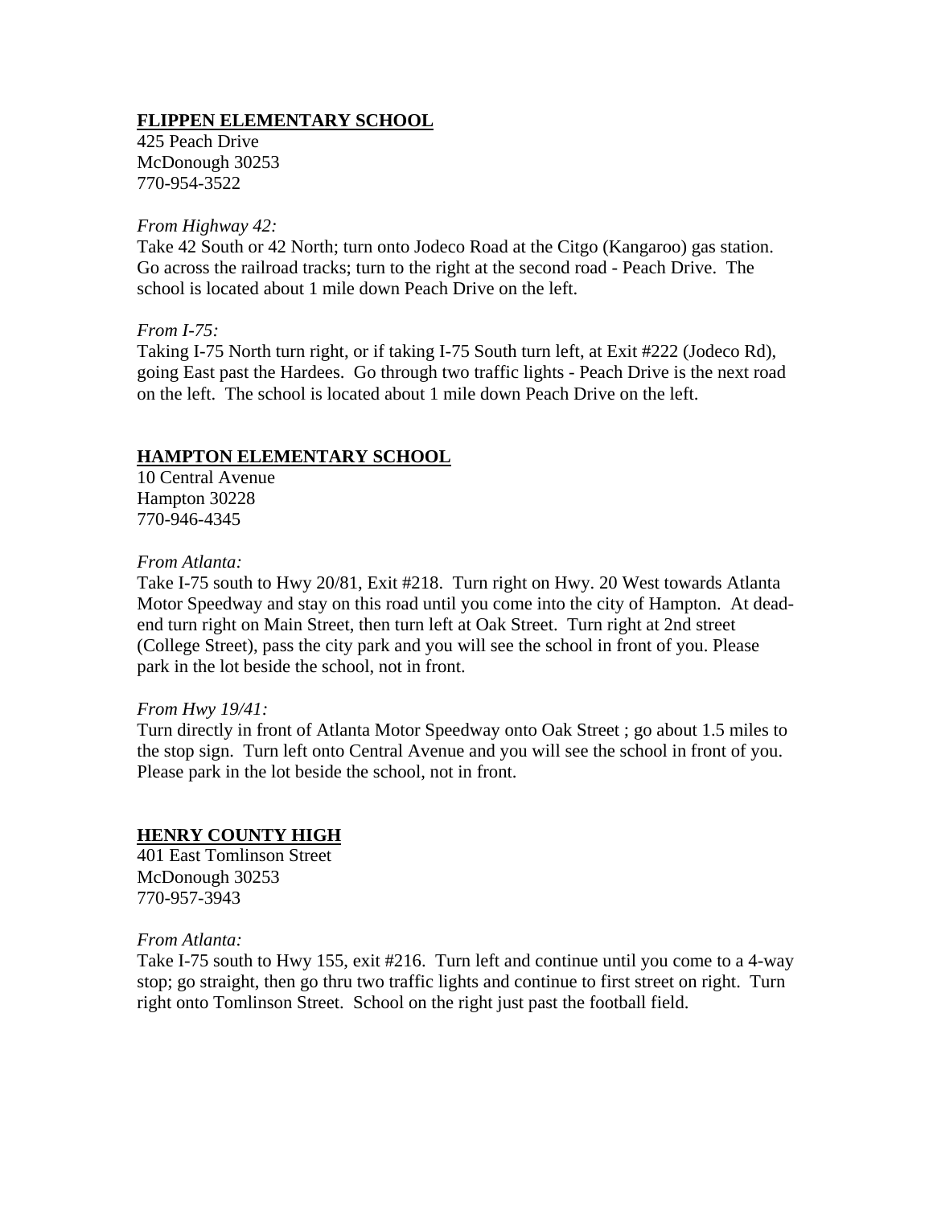## FLIPPEN ELEMENTARY SCHOOL

425 Peach Drive
McDonough 30253
770-954-3522

*From Highway 42:*

Take 42 South or 42 North; turn onto Jodeco Road at the Citgo (Kangaroo) gas station. Go across the railroad tracks; turn to the right at the second road - Peach Drive. The school is located about 1 mile down Peach Drive on the left.

*From I-75:*

Taking I-75 North turn right, or if taking I-75 South turn left, at Exit #222 (Jodeco Rd), going East past the Hardees. Go through two traffic lights - Peach Drive is the next road on the left. The school is located about 1 mile down Peach Drive on the left.

## HAMPTON ELEMENTARY SCHOOL

10 Central Avenue
Hampton 30228
770-946-4345

*From Atlanta:*

Take I-75 south to Hwy 20/81, Exit #218. Turn right on Hwy. 20 West towards Atlanta Motor Speedway and stay on this road until you come into the city of Hampton. At dead-end turn right on Main Street, then turn left at Oak Street. Turn right at 2nd street (College Street), pass the city park and you will see the school in front of you. Please park in the lot beside the school, not in front.

*From Hwy 19/41:*

Turn directly in front of Atlanta Motor Speedway onto Oak Street ; go about 1.5 miles to the stop sign. Turn left onto Central Avenue and you will see the school in front of you. Please park in the lot beside the school, not in front.

## HENRY COUNTY HIGH

401 East Tomlinson Street
McDonough 30253
770-957-3943

*From Atlanta:*

Take I-75 south to Hwy 155, exit #216. Turn left and continue until you come to a 4-way stop; go straight, then go thru two traffic lights and continue to first street on right. Turn right onto Tomlinson Street. School on the right just past the football field.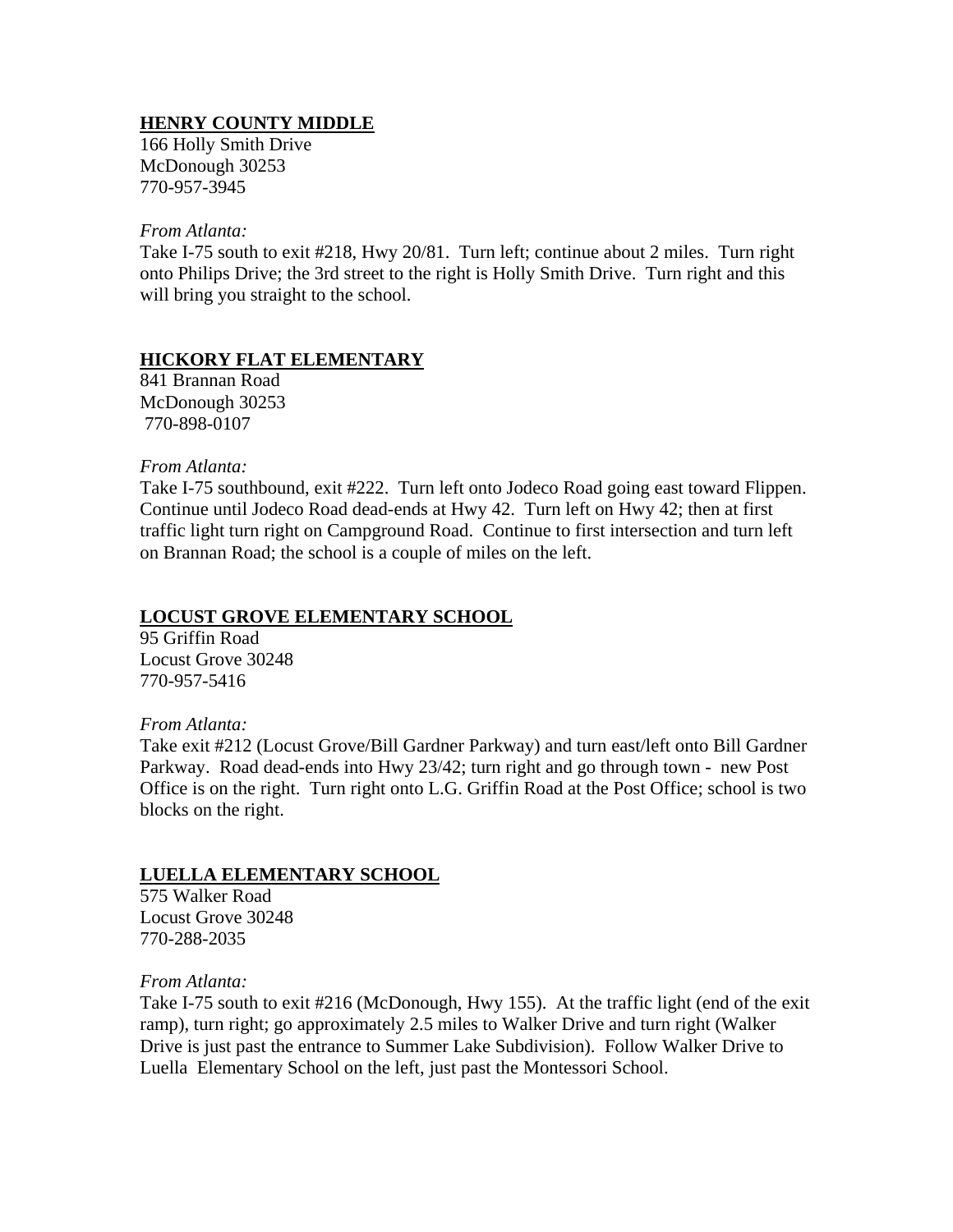## HENRY COUNTY MIDDLE

166 Holly Smith Drive
McDonough 30253
770-957-3945

*From Atlanta:*

Take I-75 south to exit #218, Hwy 20/81. Turn left; continue about 2 miles. Turn right onto Philips Drive; the 3rd street to the right is Holly Smith Drive. Turn right and this will bring you straight to the school.

## HICKORY FLAT ELEMENTARY

841 Brannan Road
McDonough 30253
770-898-0107

*From Atlanta:*

Take I-75 southbound, exit #222. Turn left onto Jodeco Road going east toward Flippen. Continue until Jodeco Road dead-ends at Hwy 42. Turn left on Hwy 42; then at first traffic light turn right on Campground Road. Continue to first intersection and turn left on Brannan Road; the school is a couple of miles on the left.

## LOCUST GROVE ELEMENTARY SCHOOL

95 Griffin Road
Locust Grove 30248
770-957-5416

*From Atlanta:*

Take exit #212 (Locust Grove/Bill Gardner Parkway) and turn east/left onto Bill Gardner Parkway. Road dead-ends into Hwy 23/42; turn right and go through town - new Post Office is on the right. Turn right onto L.G. Griffin Road at the Post Office; school is two blocks on the right.

## LUELLA ELEMENTARY SCHOOL

575 Walker Road
Locust Grove 30248
770-288-2035

*From Atlanta:*

Take I-75 south to exit #216 (McDonough, Hwy 155). At the traffic light (end of the exit ramp), turn right; go approximately 2.5 miles to Walker Drive and turn right (Walker Drive is just past the entrance to Summer Lake Subdivision). Follow Walker Drive to Luella Elementary School on the left, just past the Montessori School.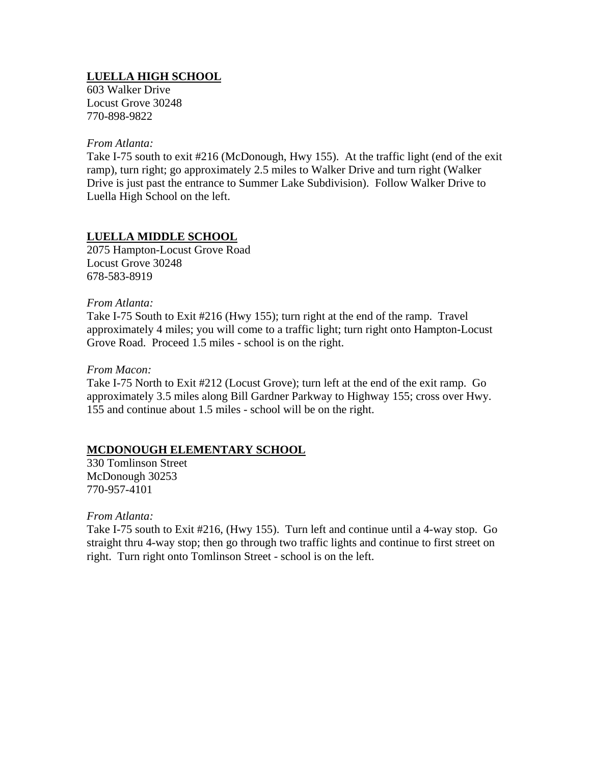## LUELLA HIGH SCHOOL

603 Walker Drive
Locust Grove 30248
770-898-9822

*From Atlanta:*

Take I-75 south to exit #216 (McDonough, Hwy 155). At the traffic light (end of the exit ramp), turn right; go approximately 2.5 miles to Walker Drive and turn right (Walker Drive is just past the entrance to Summer Lake Subdivision). Follow Walker Drive to Luella High School on the left.

## LUELLA MIDDLE SCHOOL

2075 Hampton-Locust Grove Road
Locust Grove 30248
678-583-8919

*From Atlanta:*

Take I-75 South to Exit #216 (Hwy 155); turn right at the end of the ramp. Travel approximately 4 miles; you will come to a traffic light; turn right onto Hampton-Locust Grove Road. Proceed 1.5 miles - school is on the right.

*From Macon:*

Take I-75 North to Exit #212 (Locust Grove); turn left at the end of the exit ramp. Go approximately 3.5 miles along Bill Gardner Parkway to Highway 155; cross over Hwy. 155 and continue about 1.5 miles - school will be on the right.

## MCDONOUGH ELEMENTARY SCHOOL

330 Tomlinson Street
McDonough 30253
770-957-4101

*From Atlanta:*

Take I-75 south to Exit #216, (Hwy 155). Turn left and continue until a 4-way stop. Go straight thru 4-way stop; then go through two traffic lights and continue to first street on right. Turn right onto Tomlinson Street - school is on the left.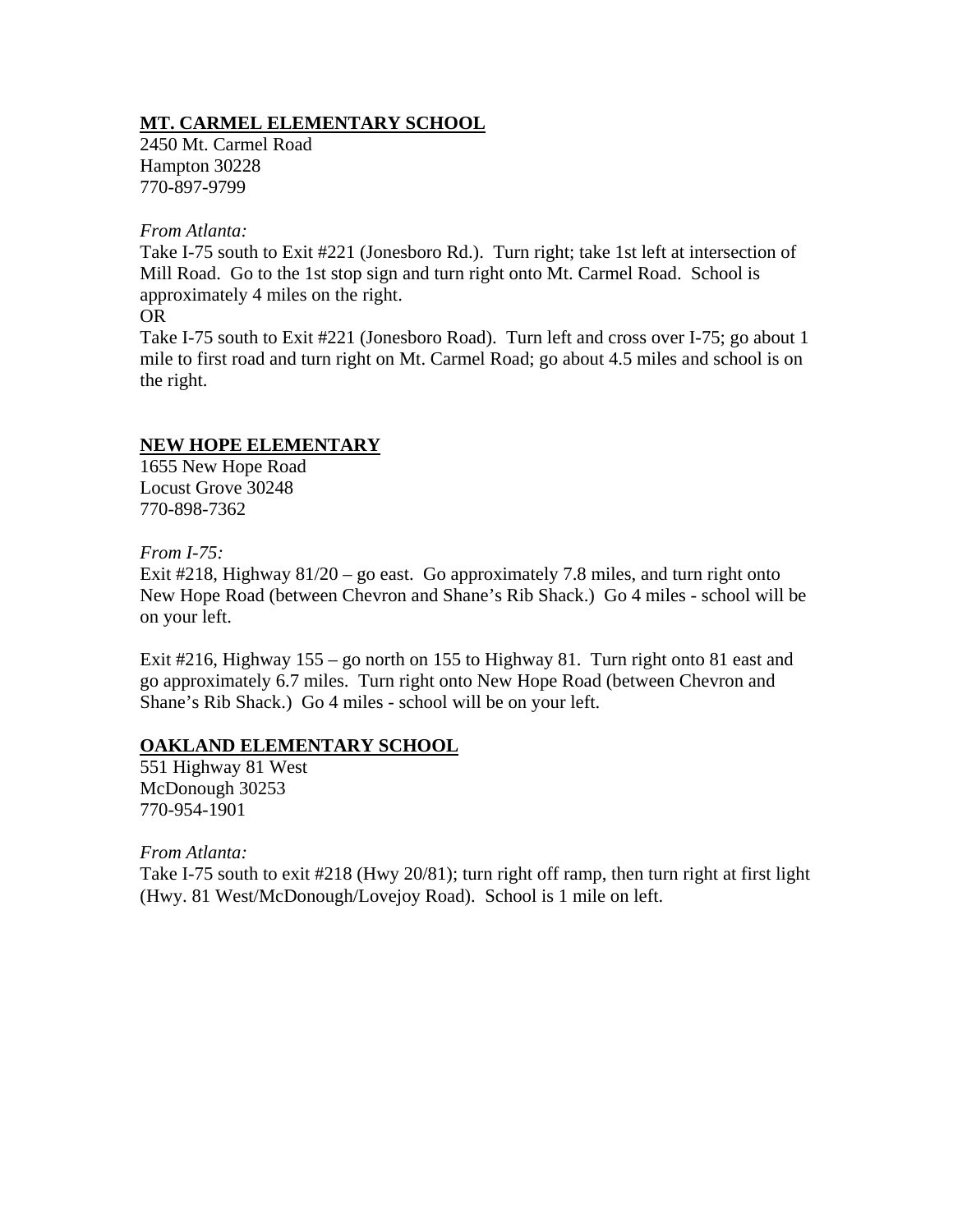**<u>MT. CARMEL ELEMENTARY SCHOOL</u>**
2450 Mt. Carmel Road
Hampton 30228
770-897-9799

*From Atlanta:*
Take I-75 south to Exit #221 (Jonesboro Rd.). Turn right; take 1st left at intersection of Mill Road. Go to the 1st stop sign and turn right onto Mt. Carmel Road. School is approximately 4 miles on the right.
OR
Take I-75 south to Exit #221 (Jonesboro Road). Turn left and cross over I-75; go about 1 mile to first road and turn right on Mt. Carmel Road; go about 4.5 miles and school is on the right.

**<u>NEW HOPE ELEMENTARY</u>**
1655 New Hope Road
Locust Grove 30248
770-898-7362

*From I-75:*
Exit #218, Highway 81/20 – go east. Go approximately 7.8 miles, and turn right onto New Hope Road (between Chevron and Shane's Rib Shack.) Go 4 miles - school will be on your left.

Exit #216, Highway 155 – go north on 155 to Highway 81. Turn right onto 81 east and go approximately 6.7 miles. Turn right onto New Hope Road (between Chevron and Shane's Rib Shack.) Go 4 miles - school will be on your left.

**<u>OAKLAND ELEMENTARY SCHOOL</u>**
551 Highway 81 West
McDonough 30253
770-954-1901

*From Atlanta:*
Take I-75 south to exit #218 (Hwy 20/81); turn right off ramp, then turn right at first light (Hwy. 81 West/McDonough/Lovejoy Road). School is 1 mile on left.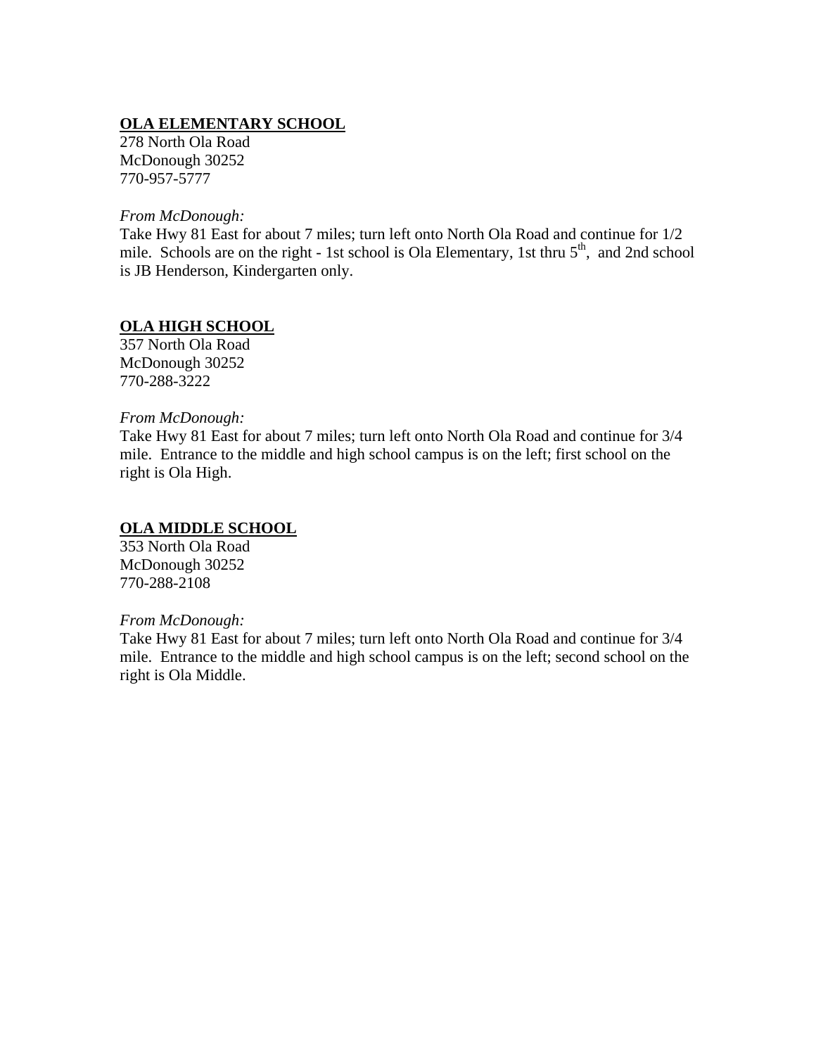## OLA ELEMENTARY SCHOOL

278 North Ola Road
McDonough 30252
770-957-5777

*From McDonough:*
Take Hwy 81 East for about 7 miles; turn left onto North Ola Road and continue for 1/2 mile. Schools are on the right - 1st school is Ola Elementary, 1st thru 5th, and 2nd school is JB Henderson, Kindergarten only.

## OLA HIGH SCHOOL

357 North Ola Road
McDonough 30252
770-288-3222

*From McDonough:*
Take Hwy 81 East for about 7 miles; turn left onto North Ola Road and continue for 3/4 mile. Entrance to the middle and high school campus is on the left; first school on the right is Ola High.

## OLA MIDDLE SCHOOL

353 North Ola Road
McDonough 30252
770-288-2108

*From McDonough:*
Take Hwy 81 East for about 7 miles; turn left onto North Ola Road and continue for 3/4 mile. Entrance to the middle and high school campus is on the left; second school on the right is Ola Middle.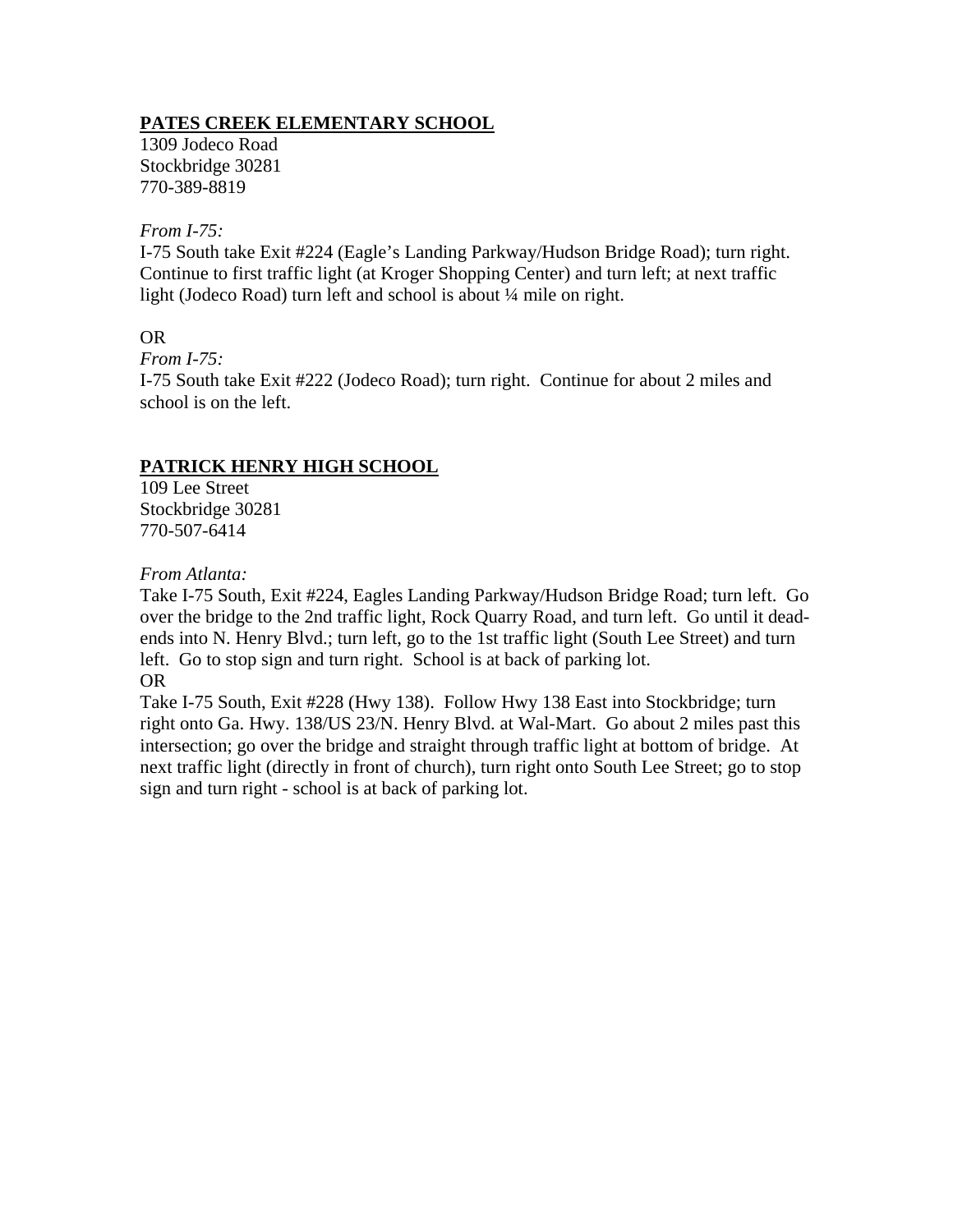## PATES CREEK ELEMENTARY SCHOOL

1309 Jodeco Road
Stockbridge 30281
770-389-8819

*From I-75:*
I-75 South take Exit #224 (Eagle's Landing Parkway/Hudson Bridge Road); turn right. Continue to first traffic light (at Kroger Shopping Center) and turn left; at next traffic light (Jodeco Road) turn left and school is about ¼ mile on right.

OR
*From I-75:*
I-75 South take Exit #222 (Jodeco Road); turn right. Continue for about 2 miles and school is on the left.

## PATRICK HENRY HIGH SCHOOL

109 Lee Street
Stockbridge 30281
770-507-6414

*From Atlanta:*
Take I-75 South, Exit #224, Eagles Landing Parkway/Hudson Bridge Road; turn left. Go over the bridge to the 2nd traffic light, Rock Quarry Road, and turn left. Go until it dead-ends into N. Henry Blvd.; turn left, go to the 1st traffic light (South Lee Street) and turn left. Go to stop sign and turn right. School is at back of parking lot.
OR
Take I-75 South, Exit #228 (Hwy 138). Follow Hwy 138 East into Stockbridge; turn right onto Ga. Hwy. 138/US 23/N. Henry Blvd. at Wal-Mart. Go about 2 miles past this intersection; go over the bridge and straight through traffic light at bottom of bridge. At next traffic light (directly in front of church), turn right onto South Lee Street; go to stop sign and turn right - school is at back of parking lot.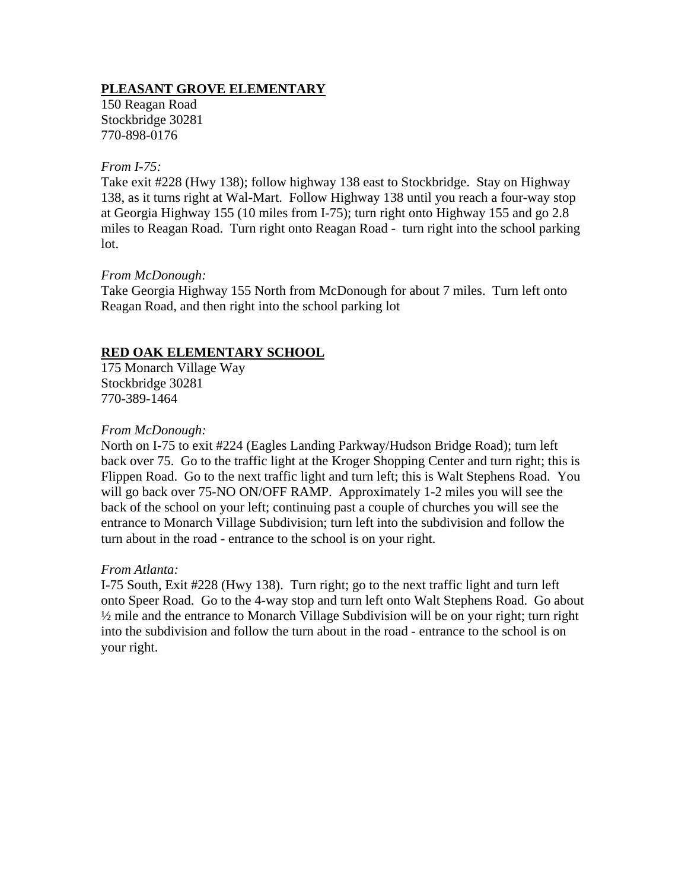## PLEASANT GROVE ELEMENTARY

150 Reagan Road
Stockbridge 30281
770-898-0176

*From I-75:*
Take exit #228 (Hwy 138); follow highway 138 east to Stockbridge. Stay on Highway 138, as it turns right at Wal-Mart. Follow Highway 138 until you reach a four-way stop at Georgia Highway 155 (10 miles from I-75); turn right onto Highway 155 and go 2.8 miles to Reagan Road. Turn right onto Reagan Road - turn right into the school parking lot.

*From McDonough:*
Take Georgia Highway 155 North from McDonough for about 7 miles. Turn left onto Reagan Road, and then right into the school parking lot

## RED OAK ELEMENTARY SCHOOL

175 Monarch Village Way
Stockbridge 30281
770-389-1464

*From McDonough:*
North on I-75 to exit #224 (Eagles Landing Parkway/Hudson Bridge Road); turn left back over 75. Go to the traffic light at the Kroger Shopping Center and turn right; this is Flippen Road. Go to the next traffic light and turn left; this is Walt Stephens Road. You will go back over 75-NO ON/OFF RAMP. Approximately 1-2 miles you will see the back of the school on your left; continuing past a couple of churches you will see the entrance to Monarch Village Subdivision; turn left into the subdivision and follow the turn about in the road - entrance to the school is on your right.

*From Atlanta:*
I-75 South, Exit #228 (Hwy 138). Turn right; go to the next traffic light and turn left onto Speer Road. Go to the 4-way stop and turn left onto Walt Stephens Road. Go about ½ mile and the entrance to Monarch Village Subdivision will be on your right; turn right into the subdivision and follow the turn about in the road - entrance to the school is on your right.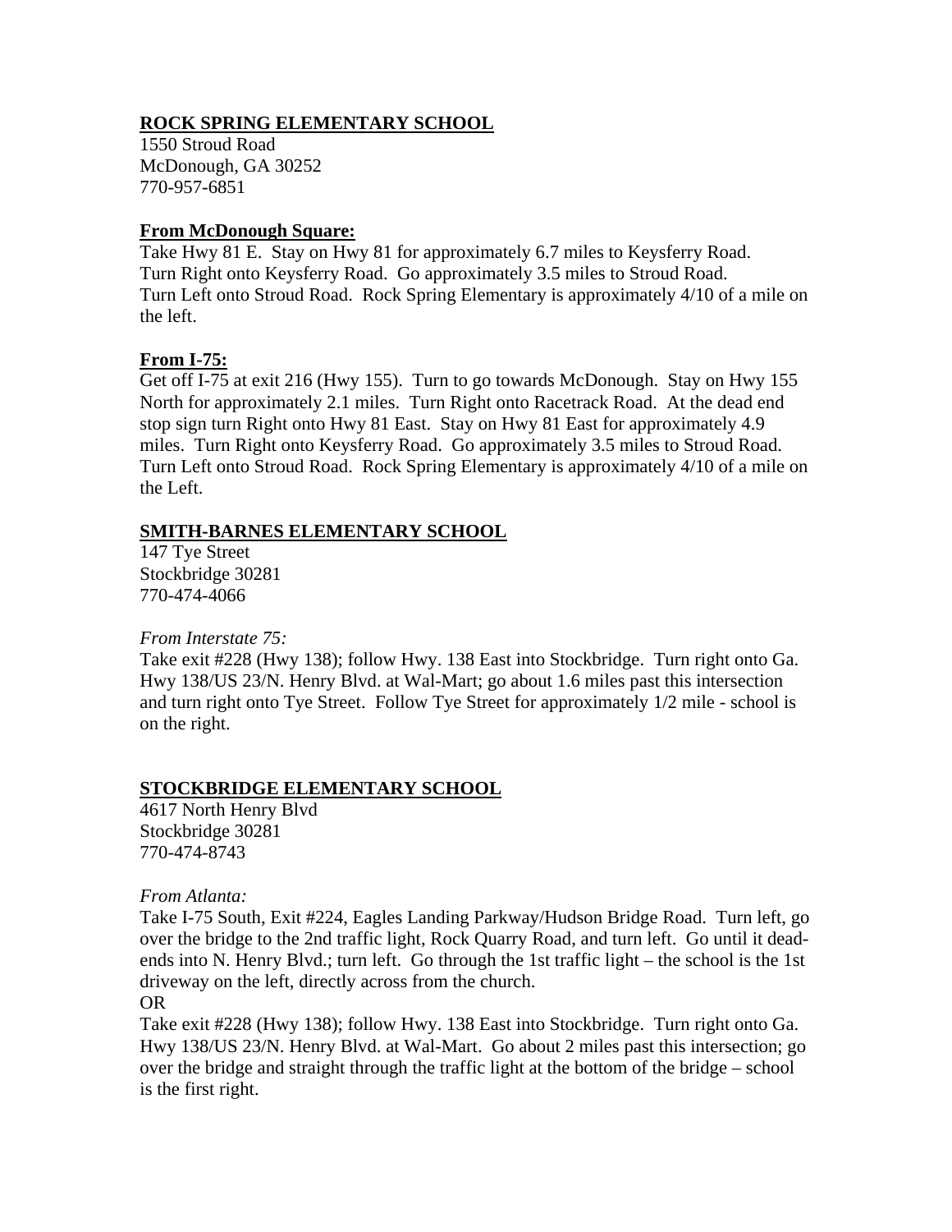## ROCK SPRING ELEMENTARY SCHOOL

1550 Stroud Road
McDonough, GA 30252
770-957-6851

**From McDonough Square:**

Take Hwy 81 E. Stay on Hwy 81 for approximately 6.7 miles to Keysferry Road. Turn Right onto Keysferry Road. Go approximately 3.5 miles to Stroud Road. Turn Left onto Stroud Road. Rock Spring Elementary is approximately 4/10 of a mile on the left.

**From I-75:**

Get off I-75 at exit 216 (Hwy 155). Turn to go towards McDonough. Stay on Hwy 155 North for approximately 2.1 miles. Turn Right onto Racetrack Road. At the dead end stop sign turn Right onto Hwy 81 East. Stay on Hwy 81 East for approximately 4.9 miles. Turn Right onto Keysferry Road. Go approximately 3.5 miles to Stroud Road. Turn Left onto Stroud Road. Rock Spring Elementary is approximately 4/10 of a mile on the Left.

## SMITH-BARNES ELEMENTARY SCHOOL

147 Tye Street
Stockbridge 30281
770-474-4066

*From Interstate 75:*

Take exit #228 (Hwy 138); follow Hwy. 138 East into Stockbridge. Turn right onto Ga. Hwy 138/US 23/N. Henry Blvd. at Wal-Mart; go about 1.6 miles past this intersection and turn right onto Tye Street. Follow Tye Street for approximately 1/2 mile - school is on the right.

## STOCKBRIDGE ELEMENTARY SCHOOL

4617 North Henry Blvd
Stockbridge 30281
770-474-8743

*From Atlanta:*

Take I-75 South, Exit #224, Eagles Landing Parkway/Hudson Bridge Road. Turn left, go over the bridge to the 2nd traffic light, Rock Quarry Road, and turn left. Go until it dead-ends into N. Henry Blvd.; turn left. Go through the 1st traffic light – the school is the 1st driveway on the left, directly across from the church.

OR

Take exit #228 (Hwy 138); follow Hwy. 138 East into Stockbridge. Turn right onto Ga. Hwy 138/US 23/N. Henry Blvd. at Wal-Mart. Go about 2 miles past this intersection; go over the bridge and straight through the traffic light at the bottom of the bridge – school is the first right.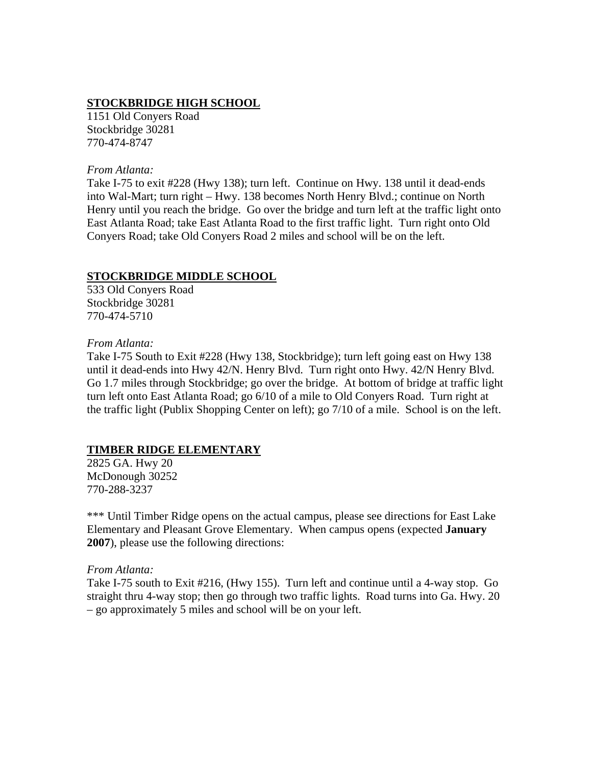## STOCKBRIDGE HIGH SCHOOL

1151 Old Conyers Road
Stockbridge 30281
770-474-8747

*From Atlanta:*
Take I-75 to exit #228 (Hwy 138); turn left. Continue on Hwy. 138 until it dead-ends into Wal-Mart; turn right – Hwy. 138 becomes North Henry Blvd.; continue on North Henry until you reach the bridge. Go over the bridge and turn left at the traffic light onto East Atlanta Road; take East Atlanta Road to the first traffic light. Turn right onto Old Conyers Road; take Old Conyers Road 2 miles and school will be on the left.

## STOCKBRIDGE MIDDLE SCHOOL

533 Old Conyers Road
Stockbridge 30281
770-474-5710

*From Atlanta:*
Take I-75 South to Exit #228 (Hwy 138, Stockbridge); turn left going east on Hwy 138 until it dead-ends into Hwy 42/N. Henry Blvd. Turn right onto Hwy. 42/N Henry Blvd. Go 1.7 miles through Stockbridge; go over the bridge. At bottom of bridge at traffic light turn left onto East Atlanta Road; go 6/10 of a mile to Old Conyers Road. Turn right at the traffic light (Publix Shopping Center on left); go 7/10 of a mile. School is on the left.

## TIMBER RIDGE ELEMENTARY

2825 GA. Hwy 20
McDonough 30252
770-288-3237

*** Until Timber Ridge opens on the actual campus, please see directions for East Lake Elementary and Pleasant Grove Elementary. When campus opens (expected **January 2007**), please use the following directions:

*From Atlanta:*
Take I-75 south to Exit #216, (Hwy 155). Turn left and continue until a 4-way stop. Go straight thru 4-way stop; then go through two traffic lights. Road turns into Ga. Hwy. 20 – go approximately 5 miles and school will be on your left.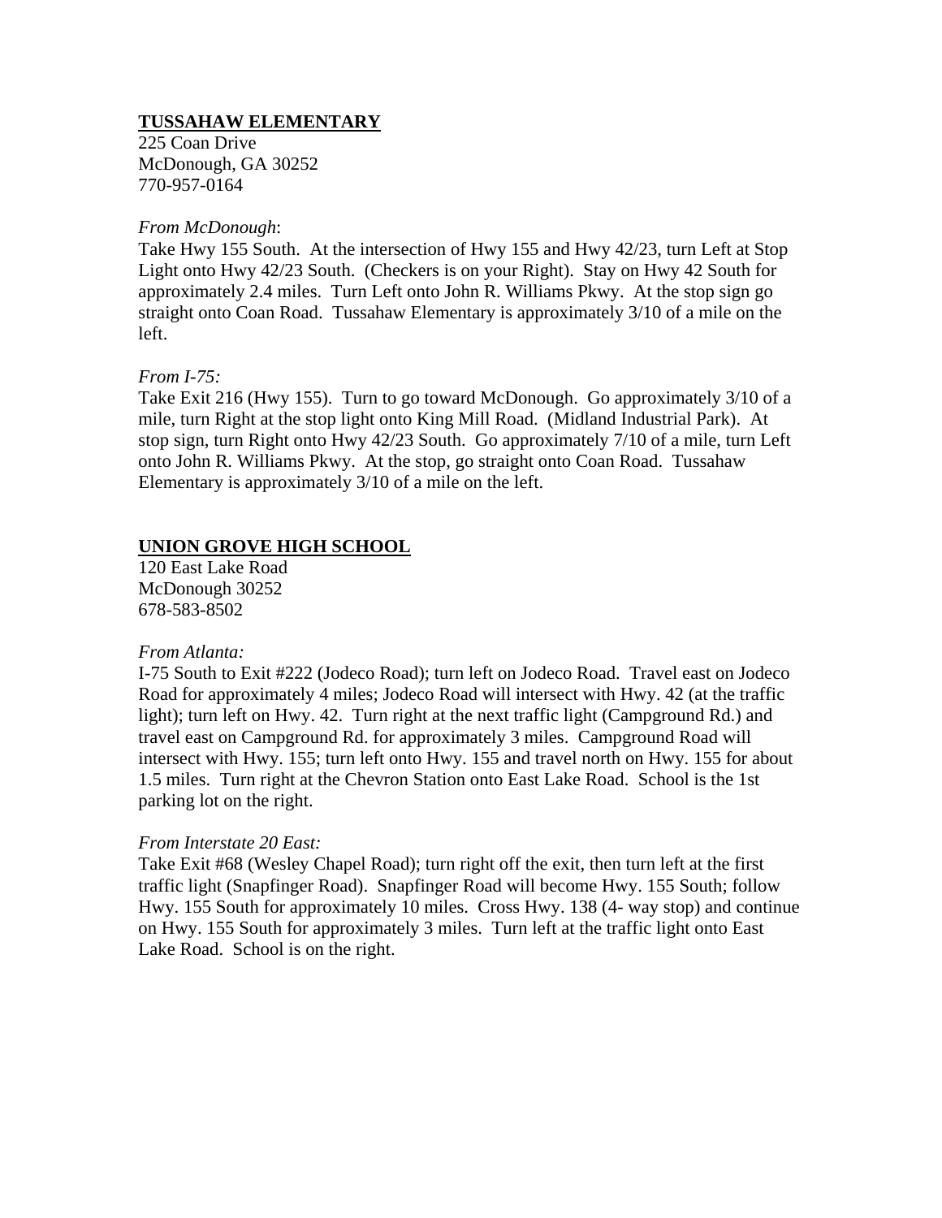## TUSSAHAW ELEMENTARY

225 Coan Drive
McDonough, GA 30252
770-957-0164

*From McDonough*:
Take Hwy 155 South. At the intersection of Hwy 155 and Hwy 42/23, turn Left at Stop Light onto Hwy 42/23 South. (Checkers is on your Right). Stay on Hwy 42 South for approximately 2.4 miles. Turn Left onto John R. Williams Pkwy. At the stop sign go straight onto Coan Road. Tussahaw Elementary is approximately 3/10 of a mile on the left.

*From I-75:*
Take Exit 216 (Hwy 155). Turn to go toward McDonough. Go approximately 3/10 of a mile, turn Right at the stop light onto King Mill Road. (Midland Industrial Park). At stop sign, turn Right onto Hwy 42/23 South. Go approximately 7/10 of a mile, turn Left onto John R. Williams Pkwy. At the stop, go straight onto Coan Road. Tussahaw Elementary is approximately 3/10 of a mile on the left.

## UNION GROVE HIGH SCHOOL

120 East Lake Road
McDonough 30252
678-583-8502

*From Atlanta:*
I-75 South to Exit #222 (Jodeco Road); turn left on Jodeco Road. Travel east on Jodeco Road for approximately 4 miles; Jodeco Road will intersect with Hwy. 42 (at the traffic light); turn left on Hwy. 42. Turn right at the next traffic light (Campground Rd.) and travel east on Campground Rd. for approximately 3 miles. Campground Road will intersect with Hwy. 155; turn left onto Hwy. 155 and travel north on Hwy. 155 for about 1.5 miles. Turn right at the Chevron Station onto East Lake Road. School is the 1st parking lot on the right.

*From Interstate 20 East:*
Take Exit #68 (Wesley Chapel Road); turn right off the exit, then turn left at the first traffic light (Snapfinger Road). Snapfinger Road will become Hwy. 155 South; follow Hwy. 155 South for approximately 10 miles. Cross Hwy. 138 (4- way stop) and continue on Hwy. 155 South for approximately 3 miles. Turn left at the traffic light onto East Lake Road. School is on the right.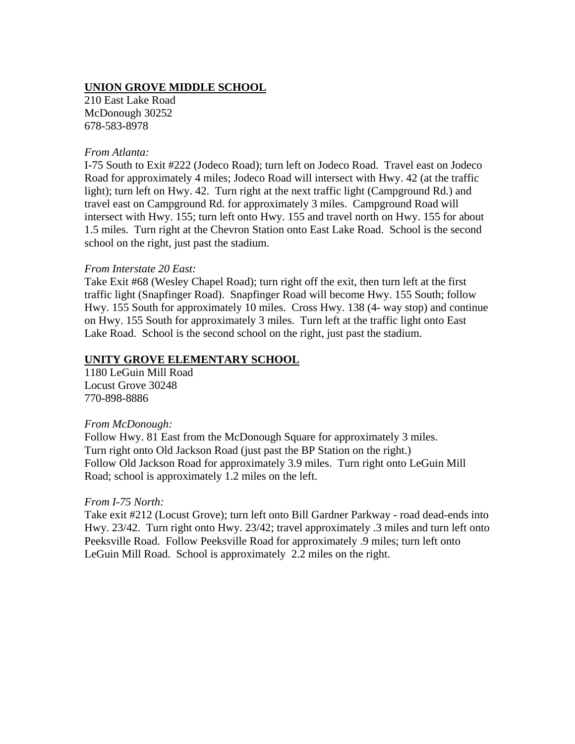## UNION GROVE MIDDLE SCHOOL

210 East Lake Road
McDonough 30252
678-583-8978

*From Atlanta:*
I-75 South to Exit #222 (Jodeco Road); turn left on Jodeco Road. Travel east on Jodeco Road for approximately 4 miles; Jodeco Road will intersect with Hwy. 42 (at the traffic light); turn left on Hwy. 42. Turn right at the next traffic light (Campground Rd.) and travel east on Campground Rd. for approximately 3 miles. Campground Road will intersect with Hwy. 155; turn left onto Hwy. 155 and travel north on Hwy. 155 for about 1.5 miles. Turn right at the Chevron Station onto East Lake Road. School is the second school on the right, just past the stadium.

*From Interstate 20 East:*
Take Exit #68 (Wesley Chapel Road); turn right off the exit, then turn left at the first traffic light (Snapfinger Road). Snapfinger Road will become Hwy. 155 South; follow Hwy. 155 South for approximately 10 miles. Cross Hwy. 138 (4- way stop) and continue on Hwy. 155 South for approximately 3 miles. Turn left at the traffic light onto East Lake Road. School is the second school on the right, just past the stadium.

## UNITY GROVE ELEMENTARY SCHOOL

1180 LeGuin Mill Road
Locust Grove 30248
770-898-8886

*From McDonough:*
Follow Hwy. 81 East from the McDonough Square for approximately 3 miles.
Turn right onto Old Jackson Road (just past the BP Station on the right.)
Follow Old Jackson Road for approximately 3.9 miles. Turn right onto LeGuin Mill Road; school is approximately 1.2 miles on the left.

*From I-75 North:*
Take exit #212 (Locust Grove); turn left onto Bill Gardner Parkway - road dead-ends into Hwy. 23/42. Turn right onto Hwy. 23/42; travel approximately .3 miles and turn left onto Peeksville Road. Follow Peeksville Road for approximately .9 miles; turn left onto LeGuin Mill Road. School is approximately 2.2 miles on the right.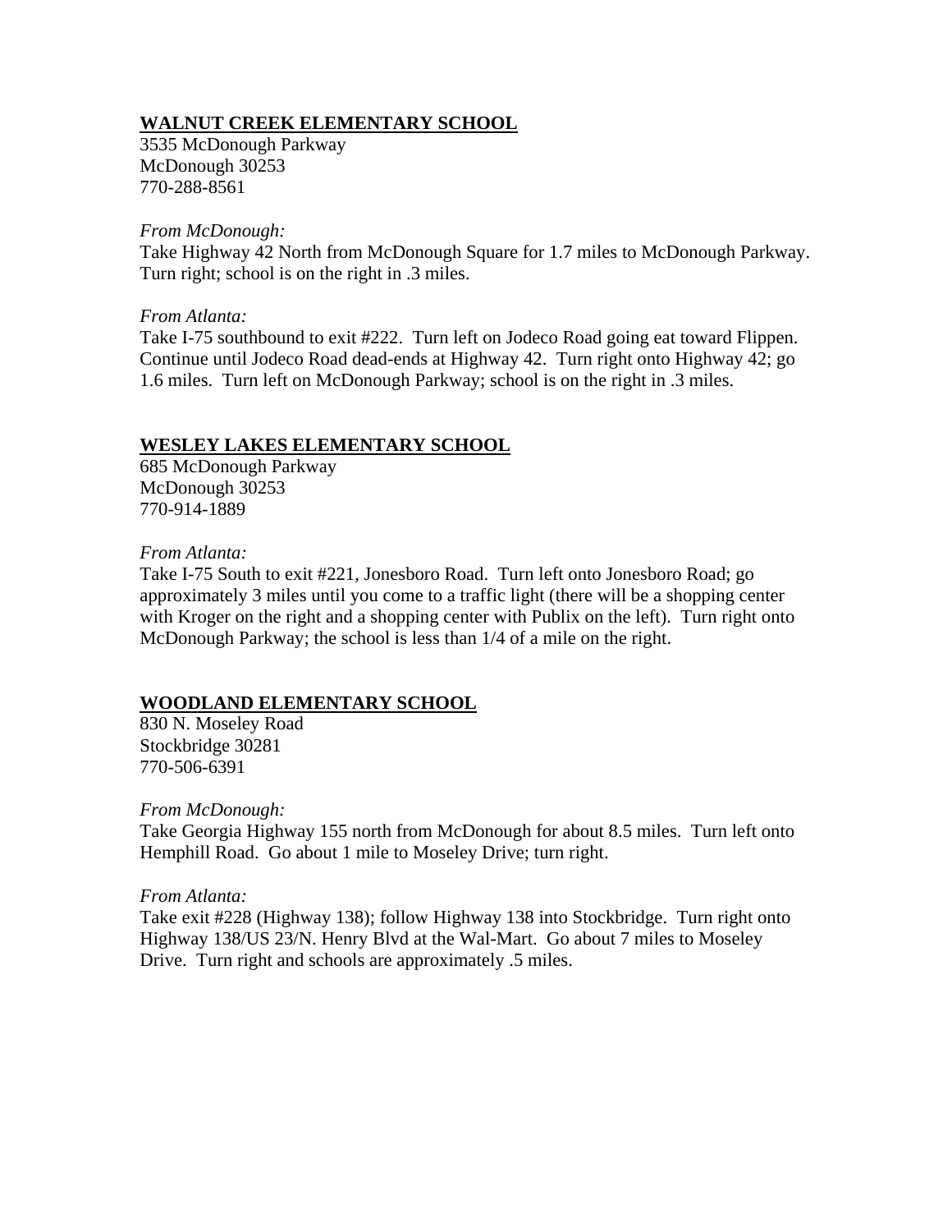**WALNUT CREEK ELEMENTARY SCHOOL**

3535 McDonough Parkway
McDonough 30253
770-288-8561

*From McDonough:*
Take Highway 42 North from McDonough Square for 1.7 miles to McDonough Parkway. Turn right; school is on the right in .3 miles.

*From Atlanta:*
Take I-75 southbound to exit #222. Turn left on Jodeco Road going eat toward Flippen. Continue until Jodeco Road dead-ends at Highway 42. Turn right onto Highway 42; go 1.6 miles. Turn left on McDonough Parkway; school is on the right in .3 miles.

**WESLEY LAKES ELEMENTARY SCHOOL**

685 McDonough Parkway
McDonough 30253
770-914-1889

*From Atlanta:*
Take I-75 South to exit #221, Jonesboro Road. Turn left onto Jonesboro Road; go approximately 3 miles until you come to a traffic light (there will be a shopping center with Kroger on the right and a shopping center with Publix on the left). Turn right onto McDonough Parkway; the school is less than 1/4 of a mile on the right.

**WOODLAND ELEMENTARY SCHOOL**

830 N. Moseley Road
Stockbridge 30281
770-506-6391

*From McDonough:*
Take Georgia Highway 155 north from McDonough for about 8.5 miles. Turn left onto Hemphill Road. Go about 1 mile to Moseley Drive; turn right.

*From Atlanta:*
Take exit #228 (Highway 138); follow Highway 138 into Stockbridge. Turn right onto Highway 138/US 23/N. Henry Blvd at the Wal-Mart. Go about 7 miles to Moseley Drive. Turn right and schools are approximately .5 miles.